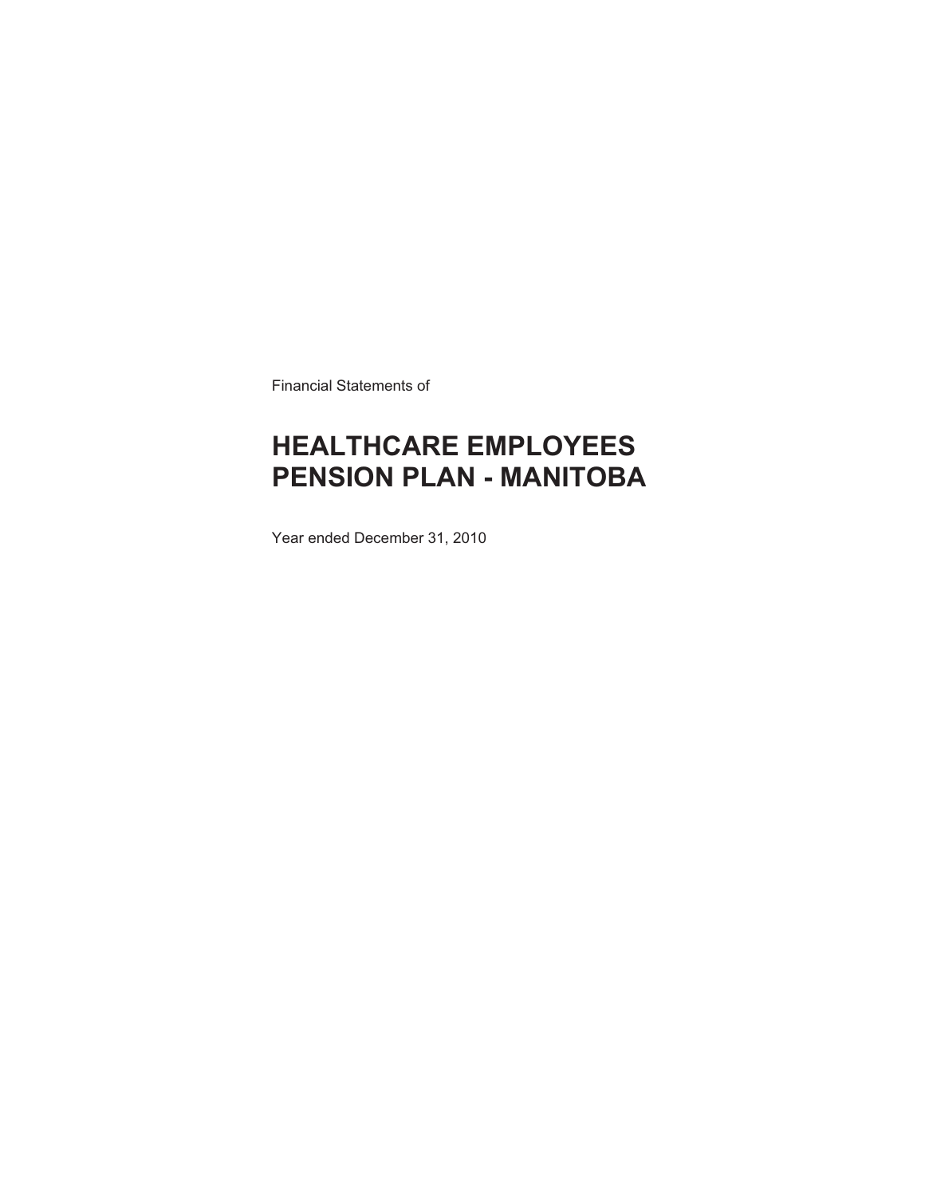Financial Statements of

# HEALTHCARE EMPLOYEES PENSION PLAN - MANITOBA

Year ended December 31, 2010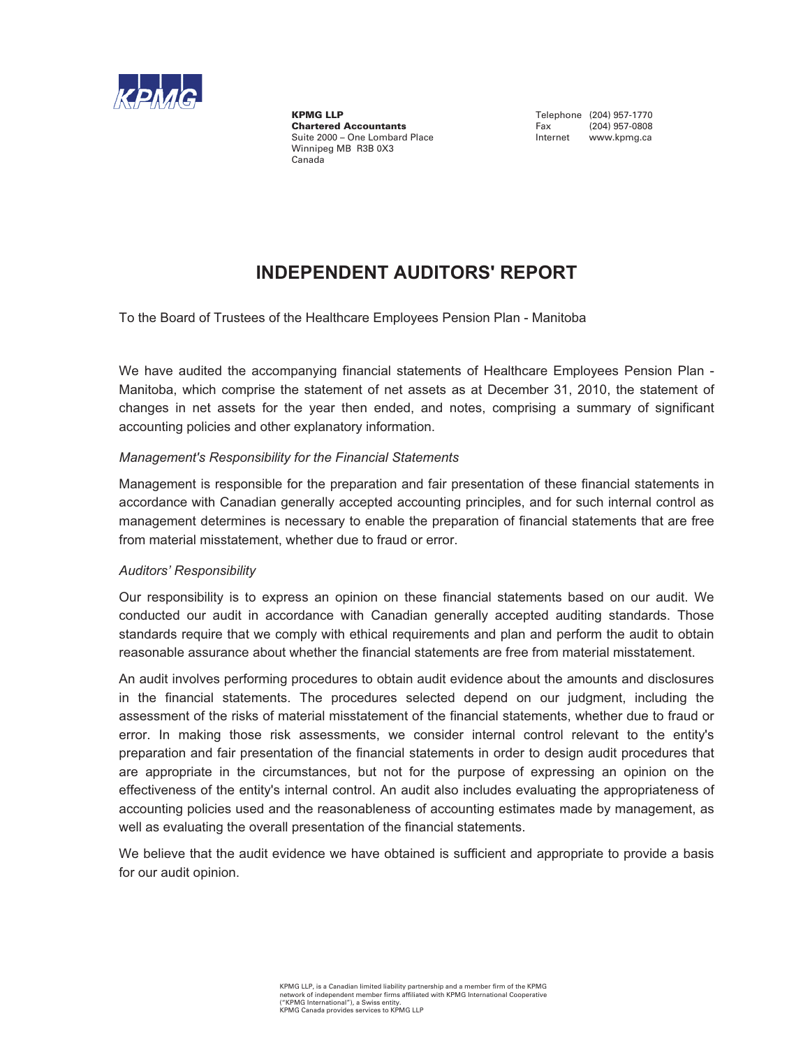**KPMG LLP**
**Chartered Accountants**
Suite 2000 – One Lombard Place
Winnipeg MB R3B 0X3
Canada

Telephone (204) 957-1770
Fax (204) 957-0808
Internet www.kpmg.ca

# INDEPENDENT AUDITORS' REPORT

To the Board of Trustees of the Healthcare Employees Pension Plan - Manitoba

We have audited the accompanying financial statements of Healthcare Employees Pension Plan - Manitoba, which comprise the statement of net assets as at December 31, 2010, the statement of changes in net assets for the year then ended, and notes, comprising a summary of significant accounting policies and other explanatory information.

*Management's Responsibility for the Financial Statements*

Management is responsible for the preparation and fair presentation of these financial statements in accordance with Canadian generally accepted accounting principles, and for such internal control as management determines is necessary to enable the preparation of financial statements that are free from material misstatement, whether due to fraud or error.

*Auditors' Responsibility*

Our responsibility is to express an opinion on these financial statements based on our audit. We conducted our audit in accordance with Canadian generally accepted auditing standards. Those standards require that we comply with ethical requirements and plan and perform the audit to obtain reasonable assurance about whether the financial statements are free from material misstatement.

An audit involves performing procedures to obtain audit evidence about the amounts and disclosures in the financial statements. The procedures selected depend on our judgment, including the assessment of the risks of material misstatement of the financial statements, whether due to fraud or error. In making those risk assessments, we consider internal control relevant to the entity's preparation and fair presentation of the financial statements in order to design audit procedures that are appropriate in the circumstances, but not for the purpose of expressing an opinion on the effectiveness of the entity's internal control. An audit also includes evaluating the appropriateness of accounting policies used and the reasonableness of accounting estimates made by management, as well as evaluating the overall presentation of the financial statements.

We believe that the audit evidence we have obtained is sufficient and appropriate to provide a basis for our audit opinion.

KPMG LLP, is a Canadian limited liability partnership and a member firm of the KPMG network of independent member firms affiliated with KPMG International Cooperative ("KPMG International"), a Swiss entity.
KPMG Canada provides services to KPMG LLP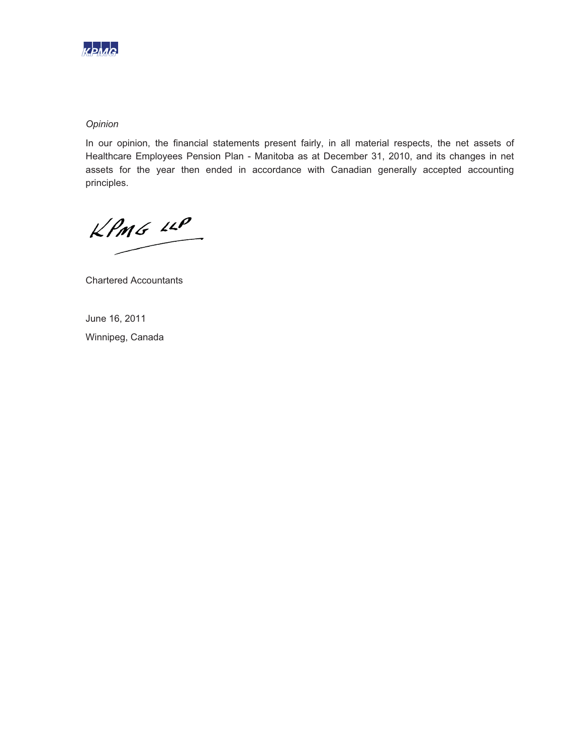*Opinion*

In our opinion, the financial statements present fairly, in all material respects, the net assets of Healthcare Employees Pension Plan - Manitoba as at December 31, 2010, and its changes in net assets for the year then ended in accordance with Canadian generally accepted accounting principles.

KPMG LLP

Chartered Accountants

June 16, 2011

Winnipeg, Canada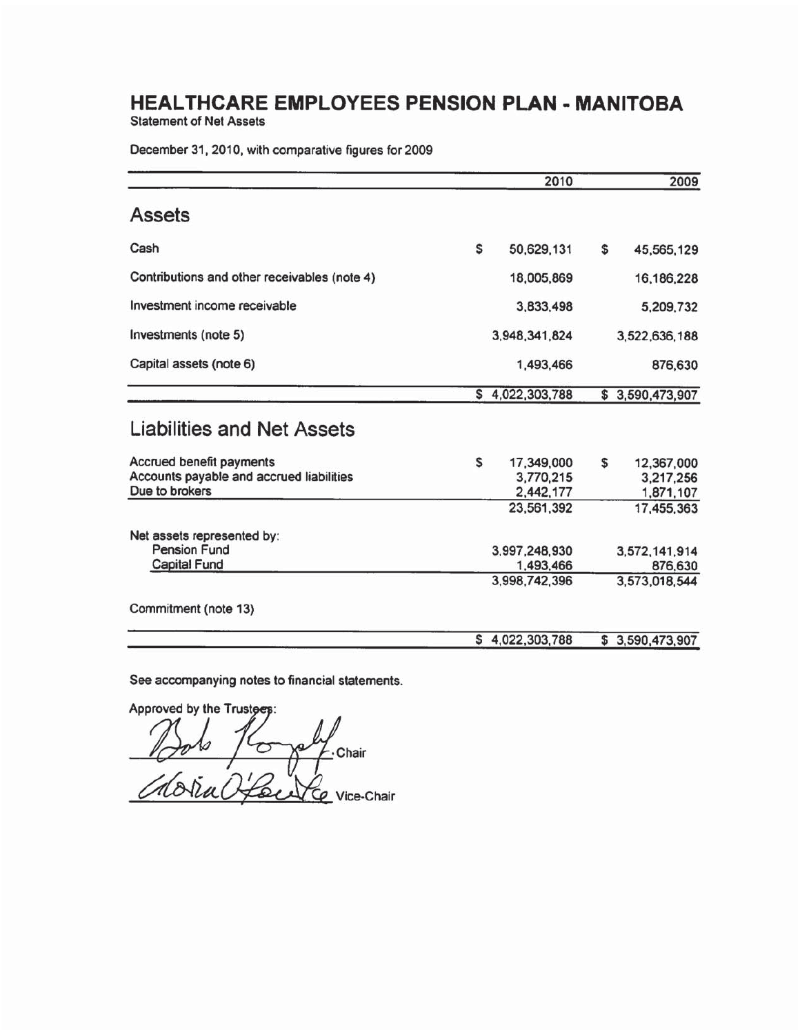# HEALTHCARE EMPLOYEES PENSION PLAN - MANITOBA

Statement of Net Assets

December 31, 2010, with comparative figures for 2009

| | 2010 | 2009 |
|---|---|---|
| **Assets** | | |
| Cash | $ 50,629,131 | $ 45,565,129 |
| Contributions and other receivables (note 4) | 18,005,869 | 16,186,228 |
| Investment income receivable | 3,833,498 | 5,209,732 |
| Investments (note 5) | 3,948,341,824 | 3,522,636,188 |
| Capital assets (note 6) | 1,493,466 | 876,630 |
| | $ 4,022,303,788 | $ 3,590,473,907 |
| **Liabilities and Net Assets** | | |
| Accrued benefit payments | $ 17,349,000 | $ 12,367,000 |
| Accounts payable and accrued liabilities | 3,770,215 | 3,217,256 |
| Due to brokers | 2,442,177 | 1,871,107 |
| | 23,561,392 | 17,455,363 |
| Net assets represented by: | | |
| Pension Fund | 3,997,248,930 | 3,572,141,914 |
| Capital Fund | 1,493,466 | 876,630 |
| | 3,998,742,396 | 3,573,018,544 |
| Commitment (note 13) | | |
| | $ 4,022,303,788 | $ 3,590,473,907 |

See accompanying notes to financial statements.

Approved by the Trustees:

Bob Romphf, Chair

Gloria O'Rourke, Vice-Chair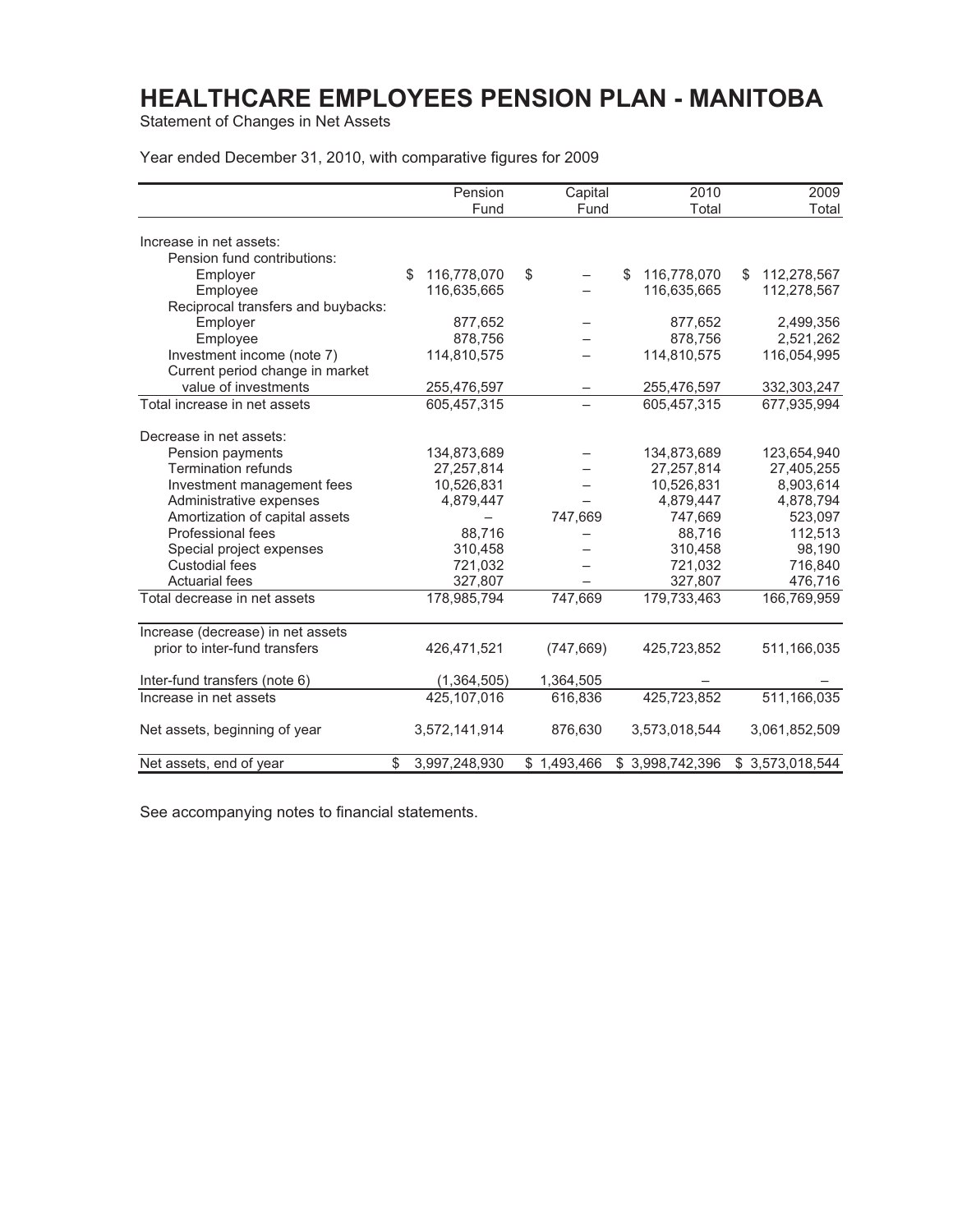# HEALTHCARE EMPLOYEES PENSION PLAN - MANITOBA

Statement of Changes in Net Assets

Year ended December 31, 2010, with comparative figures for 2009

| | Pension Fund | Capital Fund | 2010 Total | 2009 Total |
|---|---|---|---|---|
| Increase in net assets: | | | | |
| Pension fund contributions: | | | | |
| Employer | $ 116,778,070 | $ – | $ 116,778,070 | $ 112,278,567 |
| Employee | 116,635,665 | – | 116,635,665 | 112,278,567 |
| Reciprocal transfers and buybacks: | | | | |
| Employer | 877,652 | – | 877,652 | 2,499,356 |
| Employee | 878,756 | – | 878,756 | 2,521,262 |
| Investment income (note 7) | 114,810,575 | – | 114,810,575 | 116,054,995 |
| Current period change in market value of investments | 255,476,597 | – | 255,476,597 | 332,303,247 |
| Total increase in net assets | 605,457,315 | – | 605,457,315 | 677,935,994 |
| Decrease in net assets: | | | | |
| Pension payments | 134,873,689 | – | 134,873,689 | 123,654,940 |
| Termination refunds | 27,257,814 | – | 27,257,814 | 27,405,255 |
| Investment management fees | 10,526,831 | – | 10,526,831 | 8,903,614 |
| Administrative expenses | 4,879,447 | – | 4,879,447 | 4,878,794 |
| Amortization of capital assets | – | 747,669 | 747,669 | 523,097 |
| Professional fees | 88,716 | – | 88,716 | 112,513 |
| Special project expenses | 310,458 | – | 310,458 | 98,190 |
| Custodial fees | 721,032 | – | 721,032 | 716,840 |
| Actuarial fees | 327,807 | – | 327,807 | 476,716 |
| Total decrease in net assets | 178,985,794 | 747,669 | 179,733,463 | 166,769,959 |
| Increase (decrease) in net assets prior to inter-fund transfers | 426,471,521 | (747,669) | 425,723,852 | 511,166,035 |
| Inter-fund transfers (note 6) | (1,364,505) | 1,364,505 | – | – |
| Increase in net assets | 425,107,016 | 616,836 | 425,723,852 | 511,166,035 |
| Net assets, beginning of year | 3,572,141,914 | 876,630 | 3,573,018,544 | 3,061,852,509 |
| Net assets, end of year | $ 3,997,248,930 | $ 1,493,466 | $ 3,998,742,396 | $ 3,573,018,544 |

See accompanying notes to financial statements.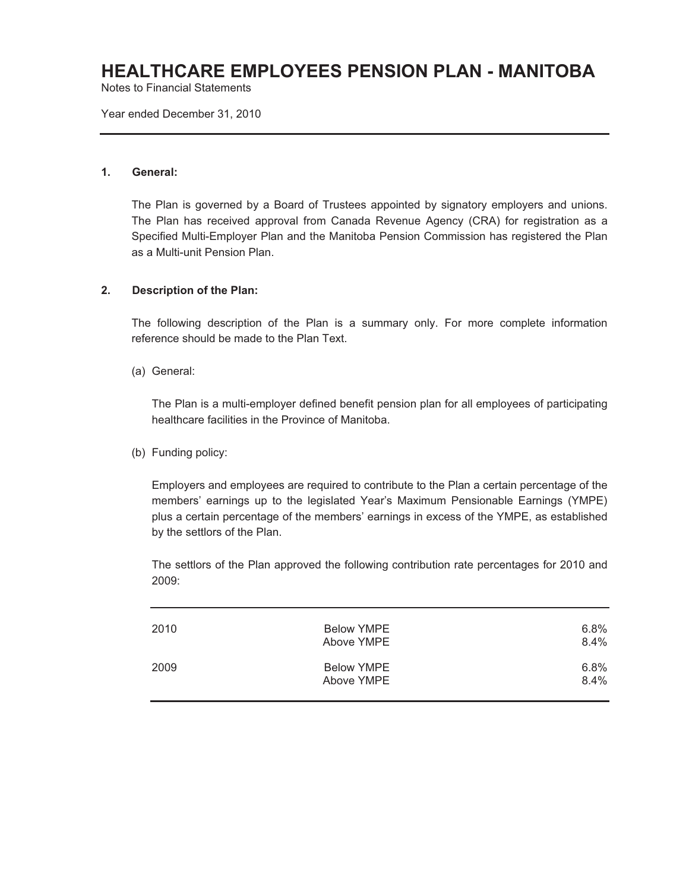# HEALTHCARE EMPLOYEES PENSION PLAN - MANITOBA

Notes to Financial Statements

Year ended December 31, 2010

**1. General:**

The Plan is governed by a Board of Trustees appointed by signatory employers and unions. The Plan has received approval from Canada Revenue Agency (CRA) for registration as a Specified Multi-Employer Plan and the Manitoba Pension Commission has registered the Plan as a Multi-unit Pension Plan.

**2. Description of the Plan:**

The following description of the Plan is a summary only. For more complete information reference should be made to the Plan Text.

(a) General:

The Plan is a multi-employer defined benefit pension plan for all employees of participating healthcare facilities in the Province of Manitoba.

(b) Funding policy:

Employers and employees are required to contribute to the Plan a certain percentage of the members' earnings up to the legislated Year's Maximum Pensionable Earnings (YMPE) plus a certain percentage of the members' earnings in excess of the YMPE, as established by the settlors of the Plan.

The settlors of the Plan approved the following contribution rate percentages for 2010 and 2009:

| | | |
|---|---|---|
| 2010 | Below YMPE | 6.8% |
| | Above YMPE | 8.4% |
| 2009 | Below YMPE | 6.8% |
| | Above YMPE | 8.4% |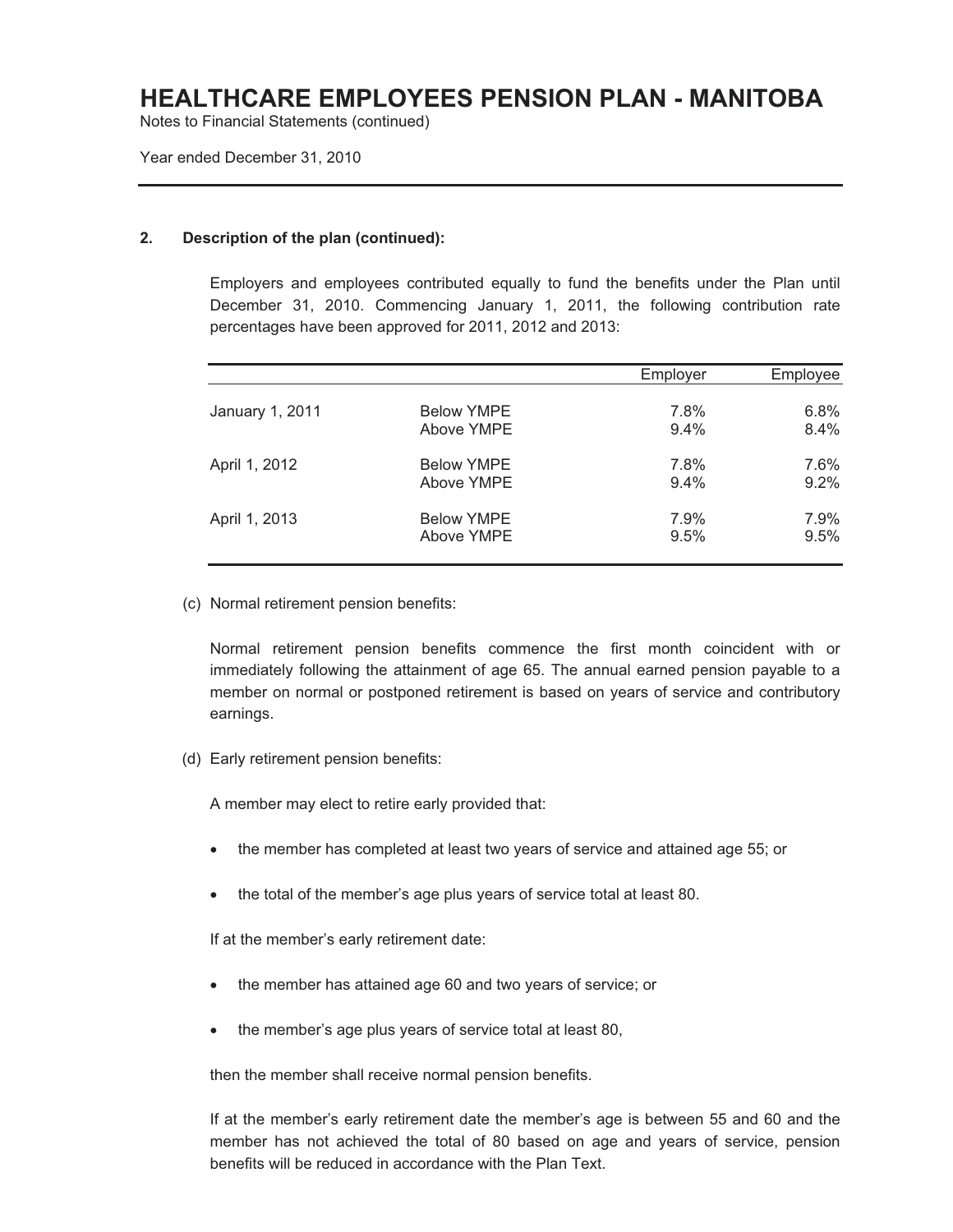## 2. Description of the plan (continued):

Employers and employees contributed equally to fund the benefits under the Plan until December 31, 2010. Commencing January 1, 2011, the following contribution rate percentages have been approved for 2011, 2012 and 2013:

| | | Employer | Employee |
|---|---|---|---|
| January 1, 2011 | Below YMPE | 7.8% | 6.8% |
| | Above YMPE | 9.4% | 8.4% |
| April 1, 2012 | Below YMPE | 7.8% | 7.6% |
| | Above YMPE | 9.4% | 9.2% |
| April 1, 2013 | Below YMPE | 7.9% | 7.9% |
| | Above YMPE | 9.5% | 9.5% |

(c) Normal retirement pension benefits:

Normal retirement pension benefits commence the first month coincident with or immediately following the attainment of age 65. The annual earned pension payable to a member on normal or postponed retirement is based on years of service and contributory earnings.

(d) Early retirement pension benefits:

A member may elect to retire early provided that:

- the member has completed at least two years of service and attained age 55; or
- the total of the member's age plus years of service total at least 80.

If at the member's early retirement date:

- the member has attained age 60 and two years of service; or
- the member's age plus years of service total at least 80,

then the member shall receive normal pension benefits.

If at the member's early retirement date the member's age is between 55 and 60 and the member has not achieved the total of 80 based on age and years of service, pension benefits will be reduced in accordance with the Plan Text.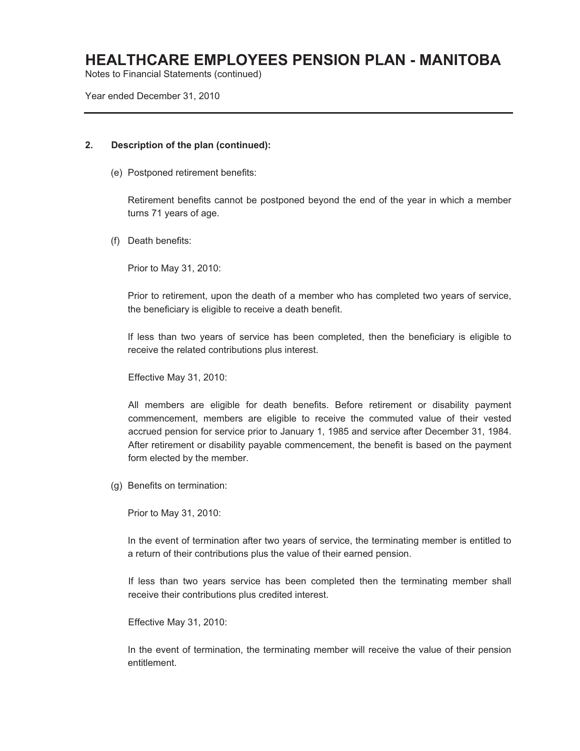#### 2. Description of the plan (continued):

(e) Postponed retirement benefits:

Retirement benefits cannot be postponed beyond the end of the year in which a member turns 71 years of age.

(f) Death benefits:

Prior to May 31, 2010:

Prior to retirement, upon the death of a member who has completed two years of service, the beneficiary is eligible to receive a death benefit.

If less than two years of service has been completed, then the beneficiary is eligible to receive the related contributions plus interest.

Effective May 31, 2010:

All members are eligible for death benefits. Before retirement or disability payment commencement, members are eligible to receive the commuted value of their vested accrued pension for service prior to January 1, 1985 and service after December 31, 1984. After retirement or disability payable commencement, the benefit is based on the payment form elected by the member.

(g) Benefits on termination:

Prior to May 31, 2010:

In the event of termination after two years of service, the terminating member is entitled to a return of their contributions plus the value of their earned pension.

If less than two years service has been completed then the terminating member shall receive their contributions plus credited interest.

Effective May 31, 2010:

In the event of termination, the terminating member will receive the value of their pension entitlement.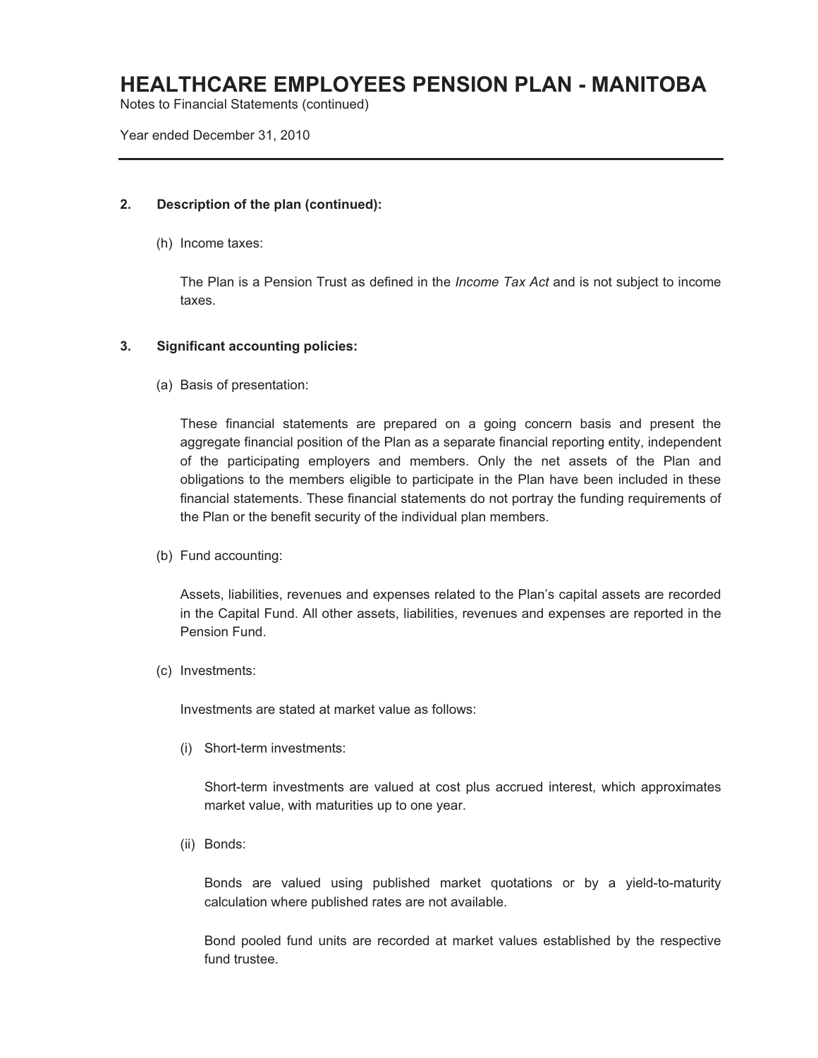## 2. Description of the plan (continued):

(h) Income taxes:

The Plan is a Pension Trust as defined in the *Income Tax Act* and is not subject to income taxes.

## 3. Significant accounting policies:

(a) Basis of presentation:

These financial statements are prepared on a going concern basis and present the aggregate financial position of the Plan as a separate financial reporting entity, independent of the participating employers and members. Only the net assets of the Plan and obligations to the members eligible to participate in the Plan have been included in these financial statements. These financial statements do not portray the funding requirements of the Plan or the benefit security of the individual plan members.

(b) Fund accounting:

Assets, liabilities, revenues and expenses related to the Plan's capital assets are recorded in the Capital Fund. All other assets, liabilities, revenues and expenses are reported in the Pension Fund.

(c) Investments:

Investments are stated at market value as follows:

(i) Short-term investments:

Short-term investments are valued at cost plus accrued interest, which approximates market value, with maturities up to one year.

(ii) Bonds:

Bonds are valued using published market quotations or by a yield-to-maturity calculation where published rates are not available.

Bond pooled fund units are recorded at market values established by the respective fund trustee.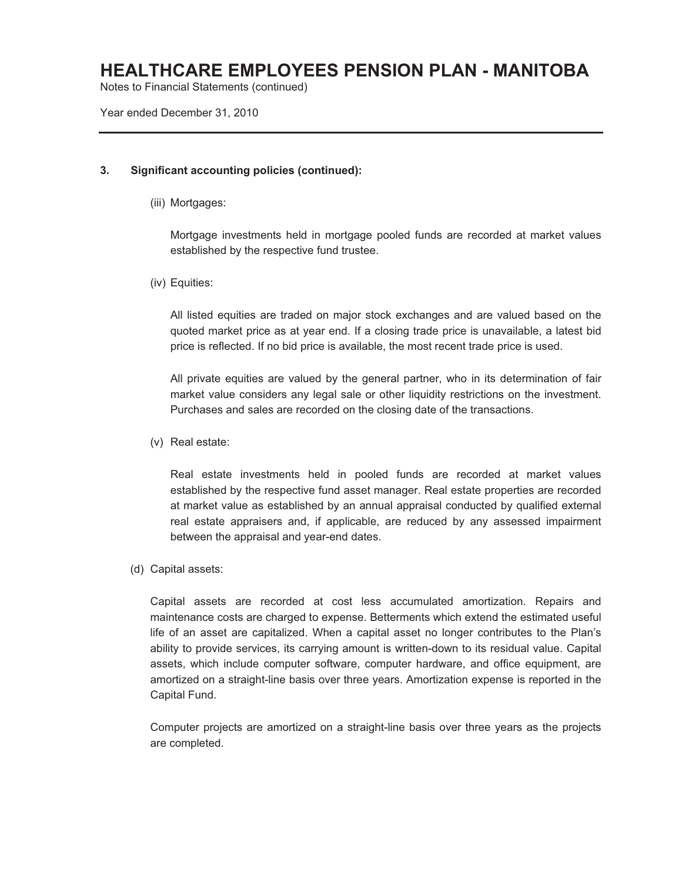### 3. Significant accounting policies (continued):

(iii) Mortgages:

Mortgage investments held in mortgage pooled funds are recorded at market values established by the respective fund trustee.

(iv) Equities:

All listed equities are traded on major stock exchanges and are valued based on the quoted market price as at year end. If a closing trade price is unavailable, a latest bid price is reflected. If no bid price is available, the most recent trade price is used.

All private equities are valued by the general partner, who in its determination of fair market value considers any legal sale or other liquidity restrictions on the investment. Purchases and sales are recorded on the closing date of the transactions.

(v) Real estate:

Real estate investments held in pooled funds are recorded at market values established by the respective fund asset manager. Real estate properties are recorded at market value as established by an annual appraisal conducted by qualified external real estate appraisers and, if applicable, are reduced by any assessed impairment between the appraisal and year-end dates.

(d) Capital assets:

Capital assets are recorded at cost less accumulated amortization. Repairs and maintenance costs are charged to expense. Betterments which extend the estimated useful life of an asset are capitalized. When a capital asset no longer contributes to the Plan's ability to provide services, its carrying amount is written-down to its residual value. Capital assets, which include computer software, computer hardware, and office equipment, are amortized on a straight-line basis over three years. Amortization expense is reported in the Capital Fund.

Computer projects are amortized on a straight-line basis over three years as the projects are completed.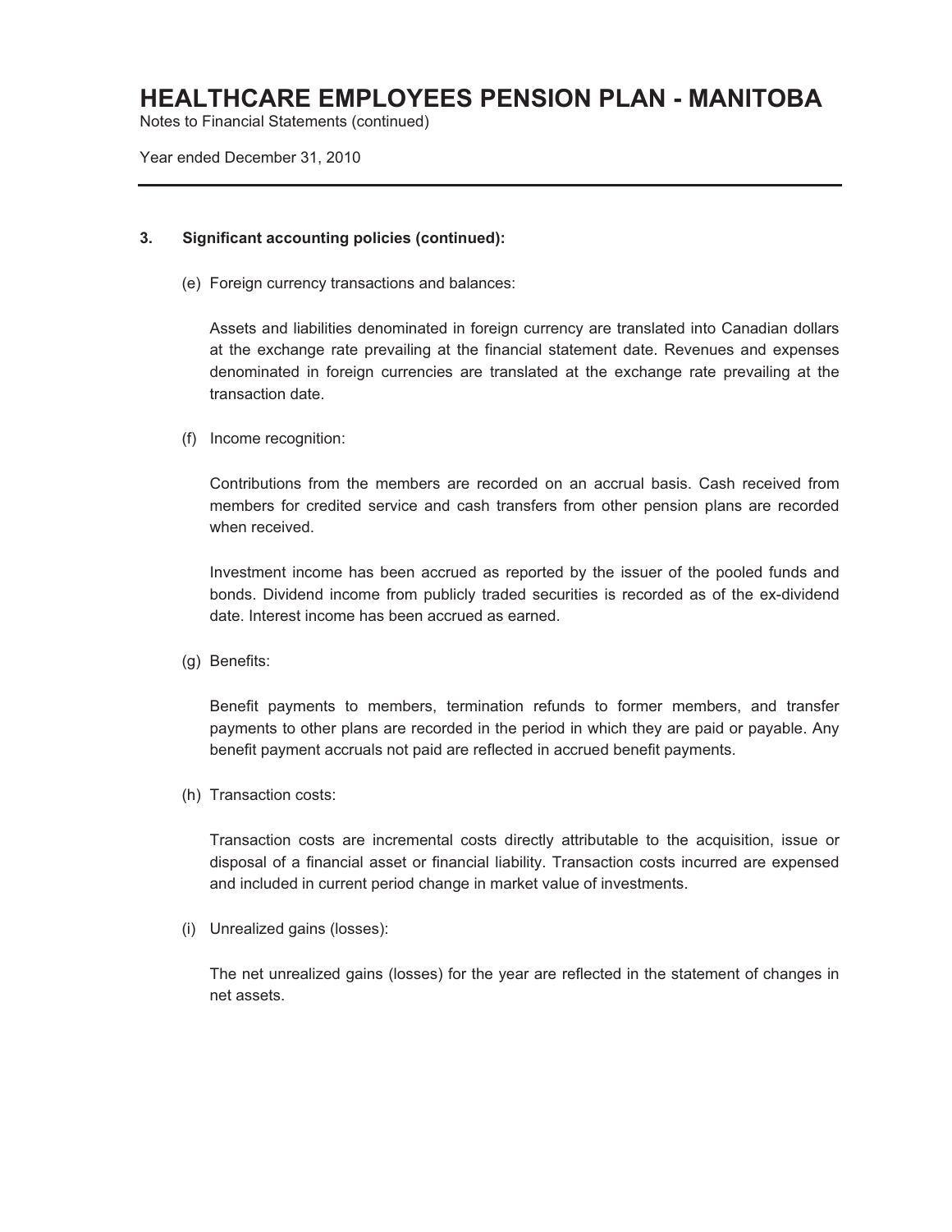### 3. Significant accounting policies (continued):

(e) Foreign currency transactions and balances:

Assets and liabilities denominated in foreign currency are translated into Canadian dollars at the exchange rate prevailing at the financial statement date. Revenues and expenses denominated in foreign currencies are translated at the exchange rate prevailing at the transaction date.

(f) Income recognition:

Contributions from the members are recorded on an accrual basis. Cash received from members for credited service and cash transfers from other pension plans are recorded when received.

Investment income has been accrued as reported by the issuer of the pooled funds and bonds. Dividend income from publicly traded securities is recorded as of the ex-dividend date. Interest income has been accrued as earned.

(g) Benefits:

Benefit payments to members, termination refunds to former members, and transfer payments to other plans are recorded in the period in which they are paid or payable. Any benefit payment accruals not paid are reflected in accrued benefit payments.

(h) Transaction costs:

Transaction costs are incremental costs directly attributable to the acquisition, issue or disposal of a financial asset or financial liability. Transaction costs incurred are expensed and included in current period change in market value of investments.

(i) Unrealized gains (losses):

The net unrealized gains (losses) for the year are reflected in the statement of changes in net assets.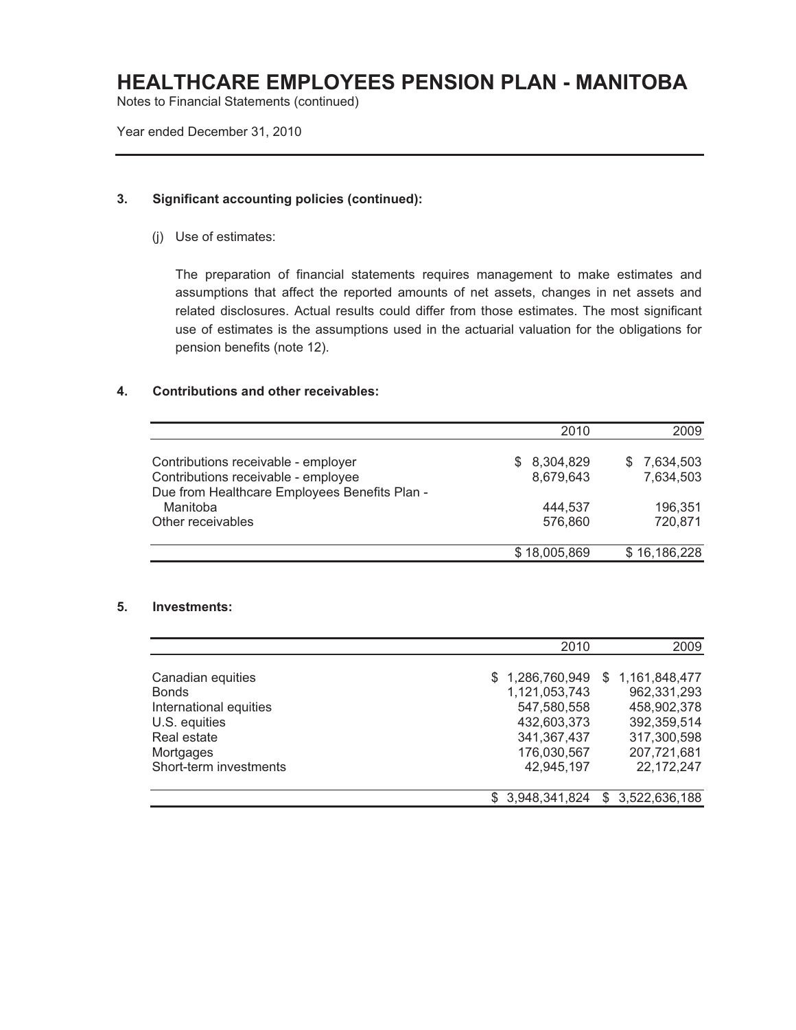# HEALTHCARE EMPLOYEES PENSION PLAN - MANITOBA

Notes to Financial Statements (continued)

Year ended December 31, 2010

### 3. Significant accounting policies (continued):

(j) Use of estimates:

The preparation of financial statements requires management to make estimates and assumptions that affect the reported amounts of net assets, changes in net assets and related disclosures. Actual results could differ from those estimates. The most significant use of estimates is the assumptions used in the actuarial valuation for the obligations for pension benefits (note 12).

### 4. Contributions and other receivables:

| | 2010 | 2009 |
|---|---:|---:|
| Contributions receivable - employer | $ 8,304,829 | $ 7,634,503 |
| Contributions receivable - employee | 8,679,643 | 7,634,503 |
| Due from Healthcare Employees Benefits Plan - Manitoba | 444,537 | 196,351 |
| Other receivables | 576,860 | 720,871 |
| | $ 18,005,869 | $ 16,186,228 |

### 5. Investments:

| | 2010 | 2009 |
|---|---:|---:|
| Canadian equities | $ 1,286,760,949 | $ 1,161,848,477 |
| Bonds | 1,121,053,743 | 962,331,293 |
| International equities | 547,580,558 | 458,902,378 |
| U.S. equities | 432,603,373 | 392,359,514 |
| Real estate | 341,367,437 | 317,300,598 |
| Mortgages | 176,030,567 | 207,721,681 |
| Short-term investments | 42,945,197 | 22,172,247 |
| | $ 3,948,341,824 | $ 3,522,636,188 |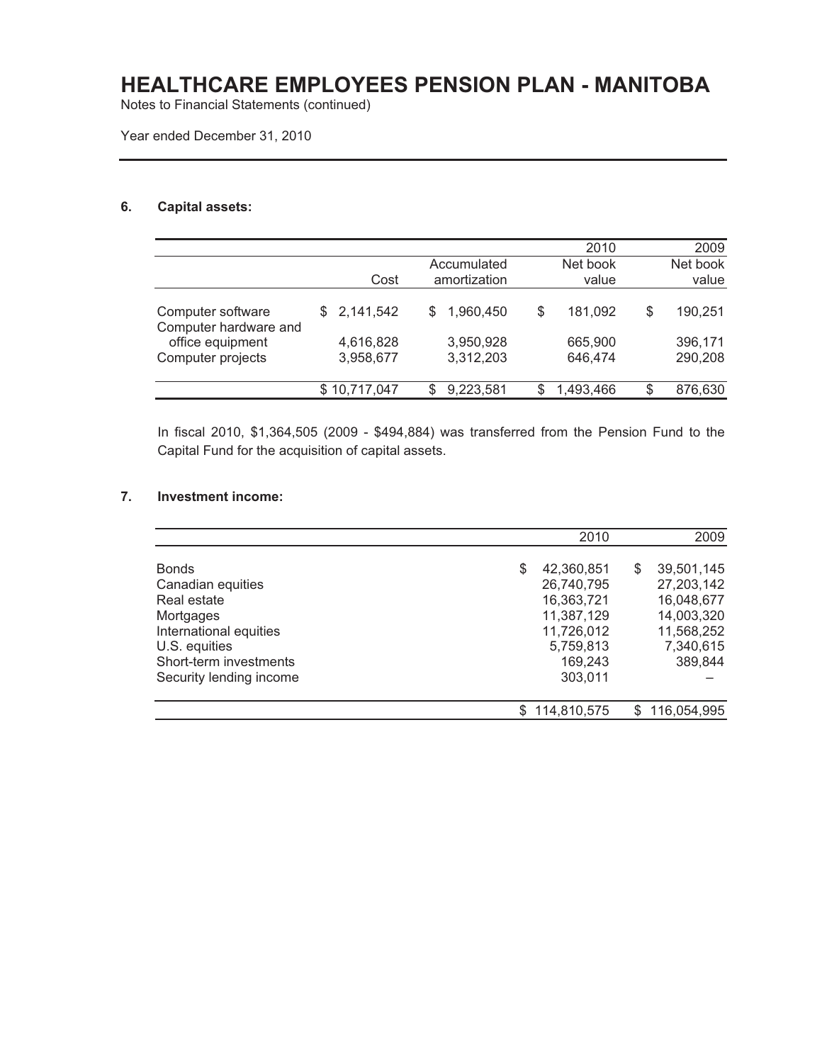# HEALTHCARE EMPLOYEES PENSION PLAN - MANITOBA

Notes to Financial Statements (continued)

Year ended December 31, 2010

## 6. Capital assets:

| | Cost | Accumulated amortization | 2010 Net book value | 2009 Net book value |
|---|---|---|---|---|
| Computer software | $ 2,141,542 | $ 1,960,450 | $ 181,092 | $ 190,251 |
| Computer hardware and office equipment | 4,616,828 | 3,950,928 | 665,900 | 396,171 |
| Computer projects | 3,958,677 | 3,312,203 | 646,474 | 290,208 |
| | $ 10,717,047 | $ 9,223,581 | $ 1,493,466 | $ 876,630 |

In fiscal 2010, $1,364,505 (2009 - $494,884) was transferred from the Pension Fund to the Capital Fund for the acquisition of capital assets.

## 7. Investment income:

| | 2010 | 2009 |
|---|---|---|
| Bonds | $ 42,360,851 | $ 39,501,145 |
| Canadian equities | 26,740,795 | 27,203,142 |
| Real estate | 16,363,721 | 16,048,677 |
| Mortgages | 11,387,129 | 14,003,320 |
| International equities | 11,726,012 | 11,568,252 |
| U.S. equities | 5,759,813 | 7,340,615 |
| Short-term investments | 169,243 | 389,844 |
| Security lending income | 303,011 | – |
| | $ 114,810,575 | $ 116,054,995 |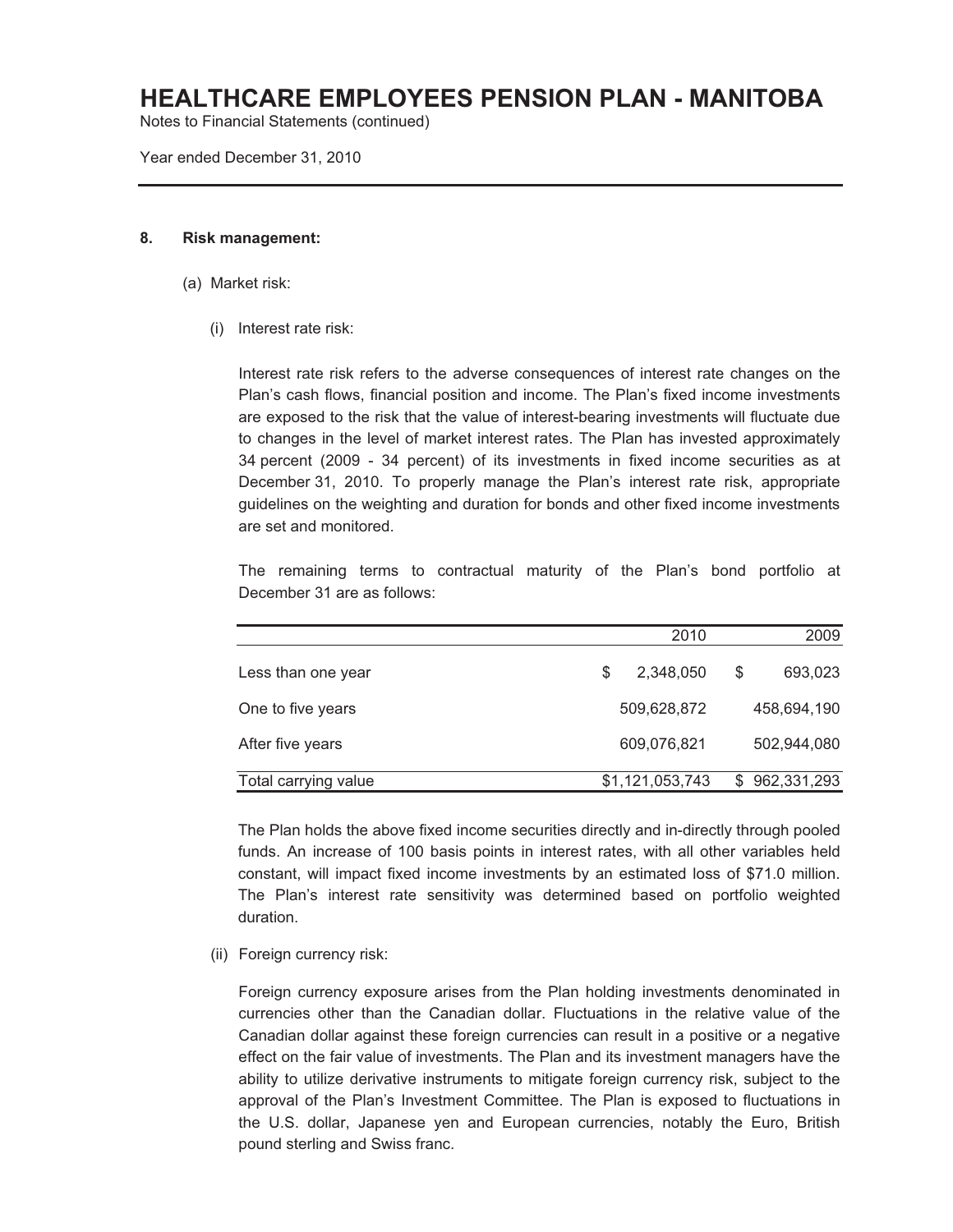# HEALTHCARE EMPLOYEES PENSION PLAN - MANITOBA

Notes to Financial Statements (continued)

Year ended December 31, 2010

**8. Risk management:**

(a) Market risk:

(i) Interest rate risk:

Interest rate risk refers to the adverse consequences of interest rate changes on the Plan's cash flows, financial position and income. The Plan's fixed income investments are exposed to the risk that the value of interest-bearing investments will fluctuate due to changes in the level of market interest rates. The Plan has invested approximately 34 percent (2009 - 34 percent) of its investments in fixed income securities as at December 31, 2010. To properly manage the Plan's interest rate risk, appropriate guidelines on the weighting and duration for bonds and other fixed income investments are set and monitored.

The remaining terms to contractual maturity of the Plan's bond portfolio at December 31 are as follows:

| | 2010 | 2009 |
|---|---:|---:|
| Less than one year | $ 2,348,050 | $ 693,023 |
| One to five years | 509,628,872 | 458,694,190 |
| After five years | 609,076,821 | 502,944,080 |
| Total carrying value | $1,121,053,743 | $ 962,331,293 |

The Plan holds the above fixed income securities directly and in-directly through pooled funds. An increase of 100 basis points in interest rates, with all other variables held constant, will impact fixed income investments by an estimated loss of $71.0 million. The Plan's interest rate sensitivity was determined based on portfolio weighted duration.

(ii) Foreign currency risk:

Foreign currency exposure arises from the Plan holding investments denominated in currencies other than the Canadian dollar. Fluctuations in the relative value of the Canadian dollar against these foreign currencies can result in a positive or a negative effect on the fair value of investments. The Plan and its investment managers have the ability to utilize derivative instruments to mitigate foreign currency risk, subject to the approval of the Plan's Investment Committee. The Plan is exposed to fluctuations in the U.S. dollar, Japanese yen and European currencies, notably the Euro, British pound sterling and Swiss franc.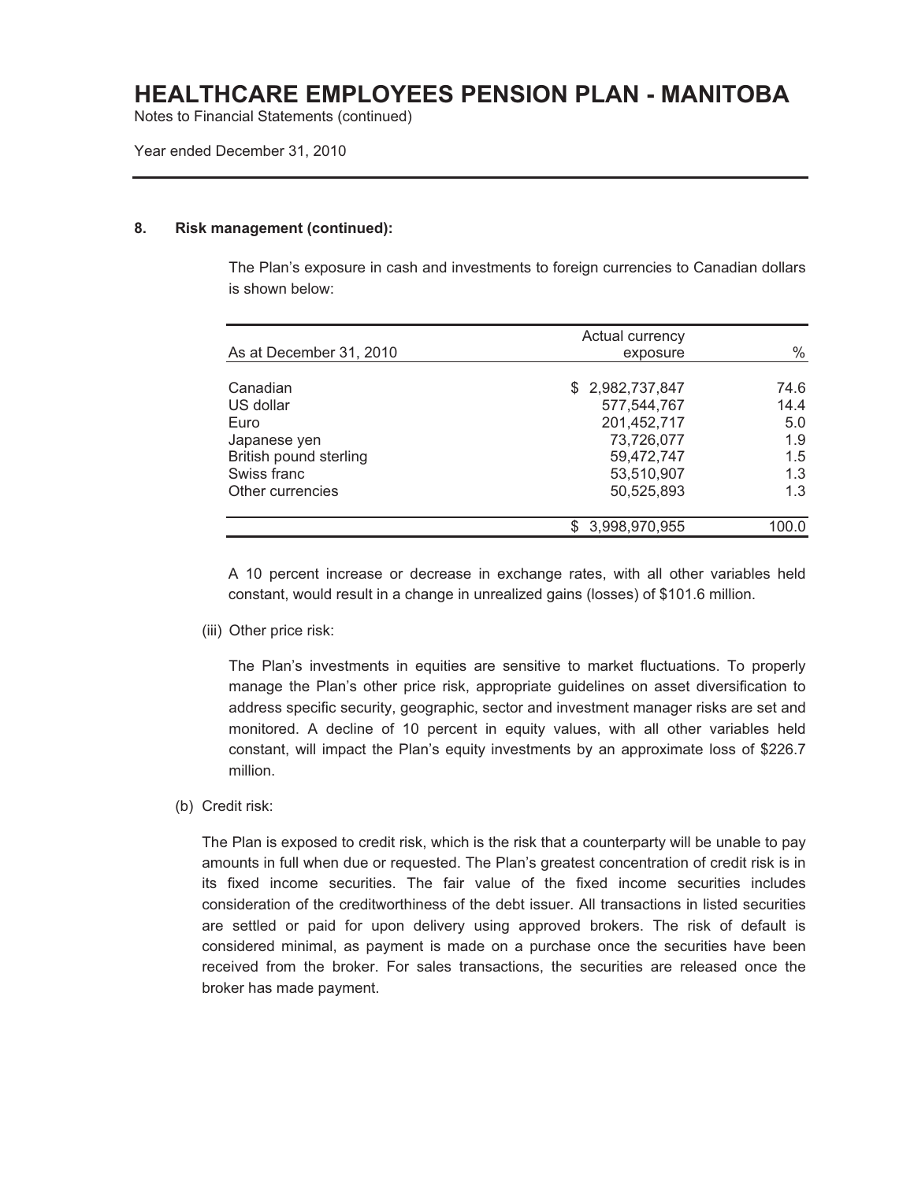# HEALTHCARE EMPLOYEES PENSION PLAN - MANITOBA

Notes to Financial Statements (continued)

Year ended December 31, 2010

**8. Risk management (continued):**

The Plan's exposure in cash and investments to foreign currencies to Canadian dollars is shown below:

| As at December 31, 2010 | Actual currency exposure | % |
|---|---|---|
| Canadian | $ 2,982,737,847 | 74.6 |
| US dollar | 577,544,767 | 14.4 |
| Euro | 201,452,717 | 5.0 |
| Japanese yen | 73,726,077 | 1.9 |
| British pound sterling | 59,472,747 | 1.5 |
| Swiss franc | 53,510,907 | 1.3 |
| Other currencies | 50,525,893 | 1.3 |
| | $ 3,998,970,955 | 100.0 |

A 10 percent increase or decrease in exchange rates, with all other variables held constant, would result in a change in unrealized gains (losses) of $101.6 million.

(iii) Other price risk:

The Plan's investments in equities are sensitive to market fluctuations. To properly manage the Plan's other price risk, appropriate guidelines on asset diversification to address specific security, geographic, sector and investment manager risks are set and monitored. A decline of 10 percent in equity values, with all other variables held constant, will impact the Plan's equity investments by an approximate loss of $226.7 million.

(b) Credit risk:

The Plan is exposed to credit risk, which is the risk that a counterparty will be unable to pay amounts in full when due or requested. The Plan's greatest concentration of credit risk is in its fixed income securities. The fair value of the fixed income securities includes consideration of the creditworthiness of the debt issuer. All transactions in listed securities are settled or paid for upon delivery using approved brokers. The risk of default is considered minimal, as payment is made on a purchase once the securities have been received from the broker. For sales transactions, the securities are released once the broker has made payment.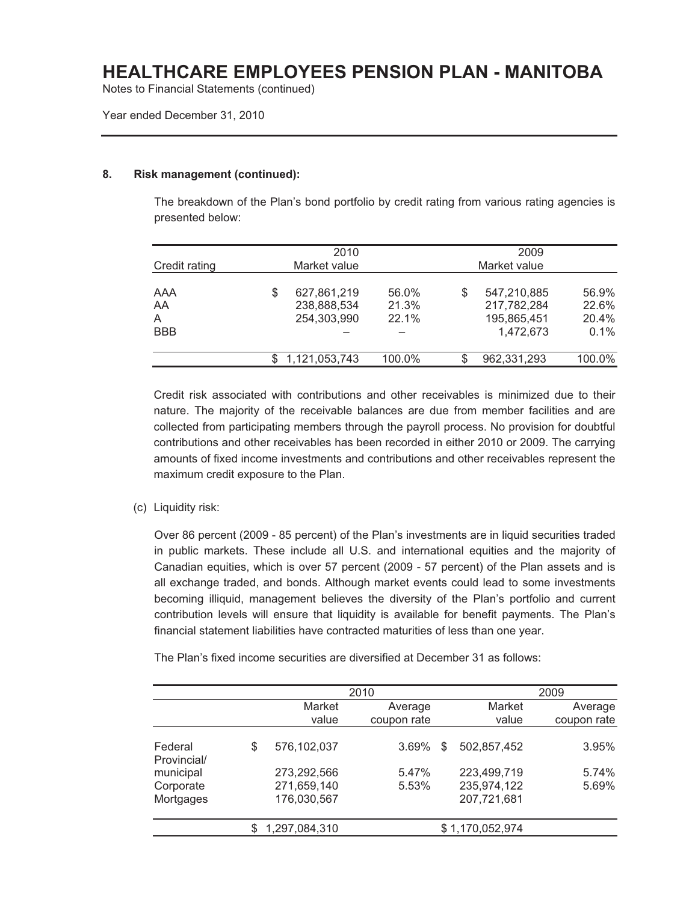### 8. Risk management (continued):

The breakdown of the Plan's bond portfolio by credit rating from various rating agencies is presented below:

| Credit rating | 2010 Market value | | 2009 Market value | |
|---|---|---|---|---|
| AAA | $ 627,861,219 | 56.0% | $ 547,210,885 | 56.9% |
| AA | 238,888,534 | 21.3% | 217,782,284 | 22.6% |
| A | 254,303,990 | 22.1% | 195,865,451 | 20.4% |
| BBB | – | – | 1,472,673 | 0.1% |
| | $ 1,121,053,743 | 100.0% | $ 962,331,293 | 100.0% |

Credit risk associated with contributions and other receivables is minimized due to their nature. The majority of the receivable balances are due from member facilities and are collected from participating members through the payroll process. No provision for doubtful contributions and other receivables has been recorded in either 2010 or 2009. The carrying amounts of fixed income investments and contributions and other receivables represent the maximum credit exposure to the Plan.

(c) Liquidity risk:

Over 86 percent (2009 - 85 percent) of the Plan's investments are in liquid securities traded in public markets. These include all U.S. and international equities and the majority of Canadian equities, which is over 57 percent (2009 - 57 percent) of the Plan assets and is all exchange traded, and bonds. Although market events could lead to some investments becoming illiquid, management believes the diversity of the Plan's portfolio and current contribution levels will ensure that liquidity is available for benefit payments. The Plan's financial statement liabilities have contracted maturities of less than one year.

The Plan's fixed income securities are diversified at December 31 as follows:

| | 2010 | | 2009 | |
|---|---|---|---|---|
| | Market value | Average coupon rate | Market value | Average coupon rate |
| Federal | $ 576,102,037 | 3.69% | $ 502,857,452 | 3.95% |
| Provincial/ municipal | 273,292,566 | 5.47% | 223,499,719 | 5.74% |
| Corporate | 271,659,140 | 5.53% | 235,974,122 | 5.69% |
| Mortgages | 176,030,567 | | 207,721,681 | |
| | $ 1,297,084,310 | | $ 1,170,052,974 | |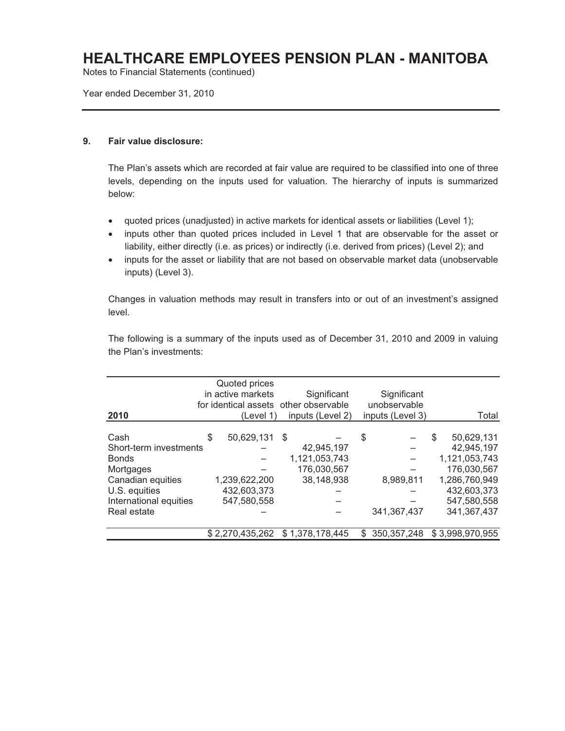# HEALTHCARE EMPLOYEES PENSION PLAN - MANITOBA

Notes to Financial Statements (continued)

Year ended December 31, 2010

**9. Fair value disclosure:**

The Plan's assets which are recorded at fair value are required to be classified into one of three levels, depending on the inputs used for valuation. The hierarchy of inputs is summarized below:

- quoted prices (unadjusted) in active markets for identical assets or liabilities (Level 1);
- inputs other than quoted prices included in Level 1 that are observable for the asset or liability, either directly (i.e. as prices) or indirectly (i.e. derived from prices) (Level 2); and
- inputs for the asset or liability that are not based on observable market data (unobservable inputs) (Level 3).

Changes in valuation methods may result in transfers into or out of an investment's assigned level.

The following is a summary of the inputs used as of December 31, 2010 and 2009 in valuing the Plan's investments:

| 2010 | Quoted prices in active markets for identical assets (Level 1) | Significant other observable inputs (Level 2) | Significant unobservable inputs (Level 3) | Total |
|---|---|---|---|---|
| Cash | $ 50,629,131 | $ – | $ – | $ 50,629,131 |
| Short-term investments | – | 42,945,197 | – | 42,945,197 |
| Bonds | – | 1,121,053,743 | – | 1,121,053,743 |
| Mortgages | – | 176,030,567 | – | 176,030,567 |
| Canadian equities | 1,239,622,200 | 38,148,938 | 8,989,811 | 1,286,760,949 |
| U.S. equities | 432,603,373 | – | – | 432,603,373 |
| International equities | 547,580,558 | – | – | 547,580,558 |
| Real estate | – | – | 341,367,437 | 341,367,437 |
| | $ 2,270,435,262 | $ 1,378,178,445 | $ 350,357,248 | $ 3,998,970,955 |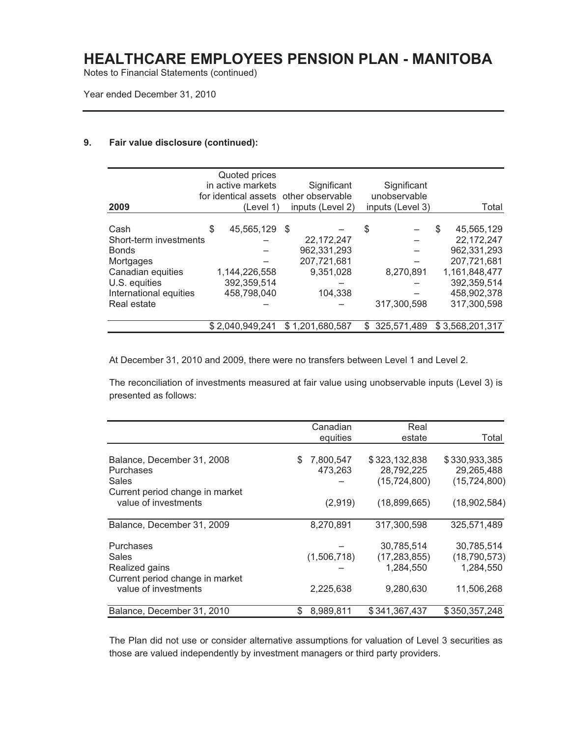### 9. Fair value disclosure (continued):

| 2009 | Quoted prices in active markets for identical assets (Level 1) | Significant other observable inputs (Level 2) | Significant unobservable inputs (Level 3) | Total |
|---|---|---|---|---|
| Cash | $ 45,565,129 | $ – | $ – | $ 45,565,129 |
| Short-term investments | – | 22,172,247 | – | 22,172,247 |
| Bonds | – | 962,331,293 | – | 962,331,293 |
| Mortgages | – | 207,721,681 | – | 207,721,681 |
| Canadian equities | 1,144,226,558 | 9,351,028 | 8,270,891 | 1,161,848,477 |
| U.S. equities | 392,359,514 | – | – | 392,359,514 |
| International equities | 458,798,040 | 104,338 | – | 458,902,378 |
| Real estate | – | – | 317,300,598 | 317,300,598 |
| | $ 2,040,949,241 | $ 1,201,680,587 | $ 325,571,489 | $ 3,568,201,317 |

At December 31, 2010 and 2009, there were no transfers between Level 1 and Level 2.

The reconciliation of investments measured at fair value using unobservable inputs (Level 3) is presented as follows:

| | Canadian equities | Real estate | Total |
|---|---|---|---|
| Balance, December 31, 2008 | $ 7,800,547 | $ 323,132,838 | $ 330,933,385 |
| Purchases | 473,263 | 28,792,225 | 29,265,488 |
| Sales | – | (15,724,800) | (15,724,800) |
| Current period change in market value of investments | (2,919) | (18,899,665) | (18,902,584) |
| Balance, December 31, 2009 | 8,270,891 | 317,300,598 | 325,571,489 |
| Purchases | – | 30,785,514 | 30,785,514 |
| Sales | (1,506,718) | (17,283,855) | (18,790,573) |
| Realized gains | – | 1,284,550 | 1,284,550 |
| Current period change in market value of investments | 2,225,638 | 9,280,630 | 11,506,268 |
| Balance, December 31, 2010 | $ 8,989,811 | $ 341,367,437 | $ 350,357,248 |

The Plan did not use or consider alternative assumptions for valuation of Level 3 securities as those are valued independently by investment managers or third party providers.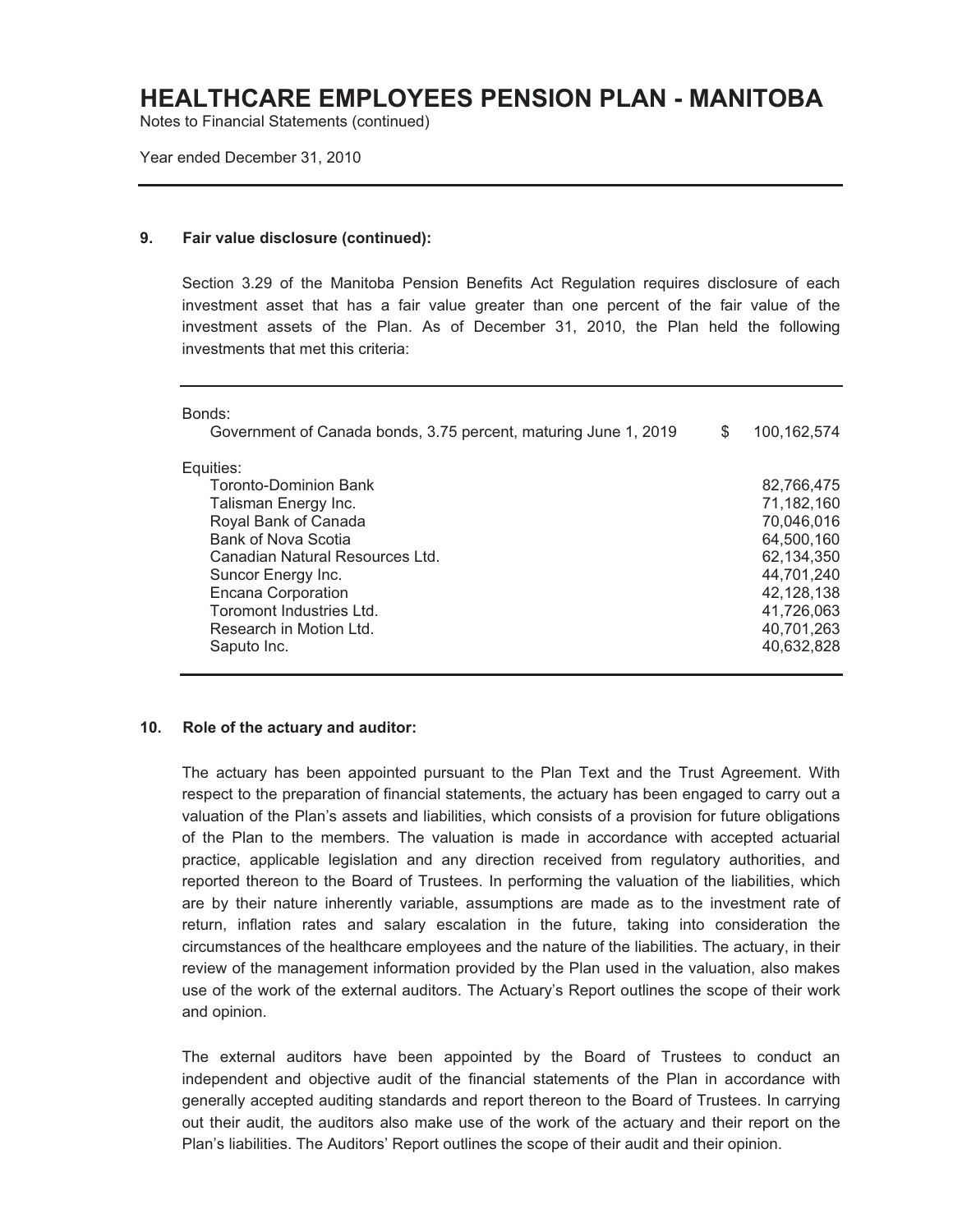### 9. Fair value disclosure (continued):

Section 3.29 of the Manitoba Pension Benefits Act Regulation requires disclosure of each investment asset that has a fair value greater than one percent of the fair value of the investment assets of the Plan. As of December 31, 2010, the Plan held the following investments that met this criteria:

| | | |
|---|---|---|
| Bonds: | | |
| Government of Canada bonds, 3.75 percent, maturing June 1, 2019 | $ | 100,162,574 |
| Equities: | | |
| Toronto-Dominion Bank | | 82,766,475 |
| Talisman Energy Inc. | | 71,182,160 |
| Royal Bank of Canada | | 70,046,016 |
| Bank of Nova Scotia | | 64,500,160 |
| Canadian Natural Resources Ltd. | | 62,134,350 |
| Suncor Energy Inc. | | 44,701,240 |
| Encana Corporation | | 42,128,138 |
| Toromont Industries Ltd. | | 41,726,063 |
| Research in Motion Ltd. | | 40,701,263 |
| Saputo Inc. | | 40,632,828 |

### 10. Role of the actuary and auditor:

The actuary has been appointed pursuant to the Plan Text and the Trust Agreement. With respect to the preparation of financial statements, the actuary has been engaged to carry out a valuation of the Plan's assets and liabilities, which consists of a provision for future obligations of the Plan to the members. The valuation is made in accordance with accepted actuarial practice, applicable legislation and any direction received from regulatory authorities, and reported thereon to the Board of Trustees. In performing the valuation of the liabilities, which are by their nature inherently variable, assumptions are made as to the investment rate of return, inflation rates and salary escalation in the future, taking into consideration the circumstances of the healthcare employees and the nature of the liabilities. The actuary, in their review of the management information provided by the Plan used in the valuation, also makes use of the work of the external auditors. The Actuary's Report outlines the scope of their work and opinion.

The external auditors have been appointed by the Board of Trustees to conduct an independent and objective audit of the financial statements of the Plan in accordance with generally accepted auditing standards and report thereon to the Board of Trustees. In carrying out their audit, the auditors also make use of the work of the actuary and their report on the Plan's liabilities. The Auditors' Report outlines the scope of their audit and their opinion.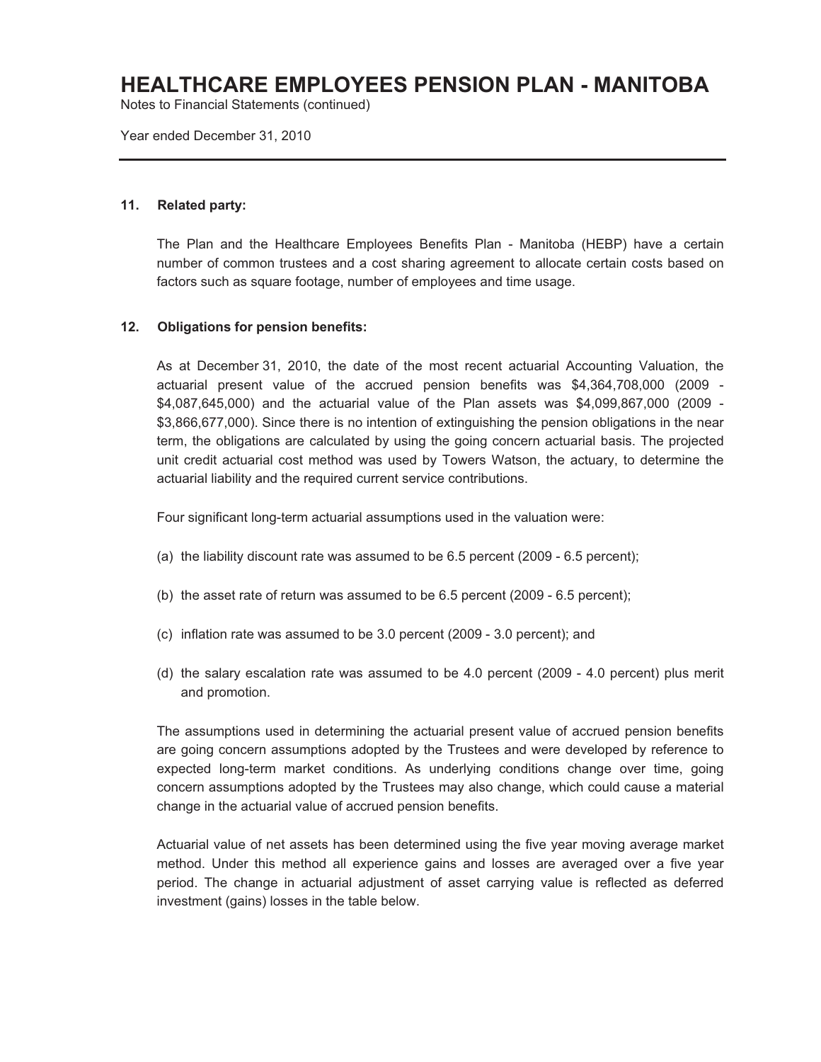# HEALTHCARE EMPLOYEES PENSION PLAN - MANITOBA

Notes to Financial Statements (continued)

Year ended December 31, 2010

## 11. Related party:

The Plan and the Healthcare Employees Benefits Plan - Manitoba (HEBP) have a certain number of common trustees and a cost sharing agreement to allocate certain costs based on factors such as square footage, number of employees and time usage.

## 12. Obligations for pension benefits:

As at December 31, 2010, the date of the most recent actuarial Accounting Valuation, the actuarial present value of the accrued pension benefits was $4,364,708,000 (2009 - $4,087,645,000) and the actuarial value of the Plan assets was $4,099,867,000 (2009 - $3,866,677,000). Since there is no intention of extinguishing the pension obligations in the near term, the obligations are calculated by using the going concern actuarial basis. The projected unit credit actuarial cost method was used by Towers Watson, the actuary, to determine the actuarial liability and the required current service contributions.

Four significant long-term actuarial assumptions used in the valuation were:

(a) the liability discount rate was assumed to be 6.5 percent (2009 - 6.5 percent);

(b) the asset rate of return was assumed to be 6.5 percent (2009 - 6.5 percent);

(c) inflation rate was assumed to be 3.0 percent (2009 - 3.0 percent); and

(d) the salary escalation rate was assumed to be 4.0 percent (2009 - 4.0 percent) plus merit and promotion.

The assumptions used in determining the actuarial present value of accrued pension benefits are going concern assumptions adopted by the Trustees and were developed by reference to expected long-term market conditions. As underlying conditions change over time, going concern assumptions adopted by the Trustees may also change, which could cause a material change in the actuarial value of accrued pension benefits.

Actuarial value of net assets has been determined using the five year moving average market method. Under this method all experience gains and losses are averaged over a five year period. The change in actuarial adjustment of asset carrying value is reflected as deferred investment (gains) losses in the table below.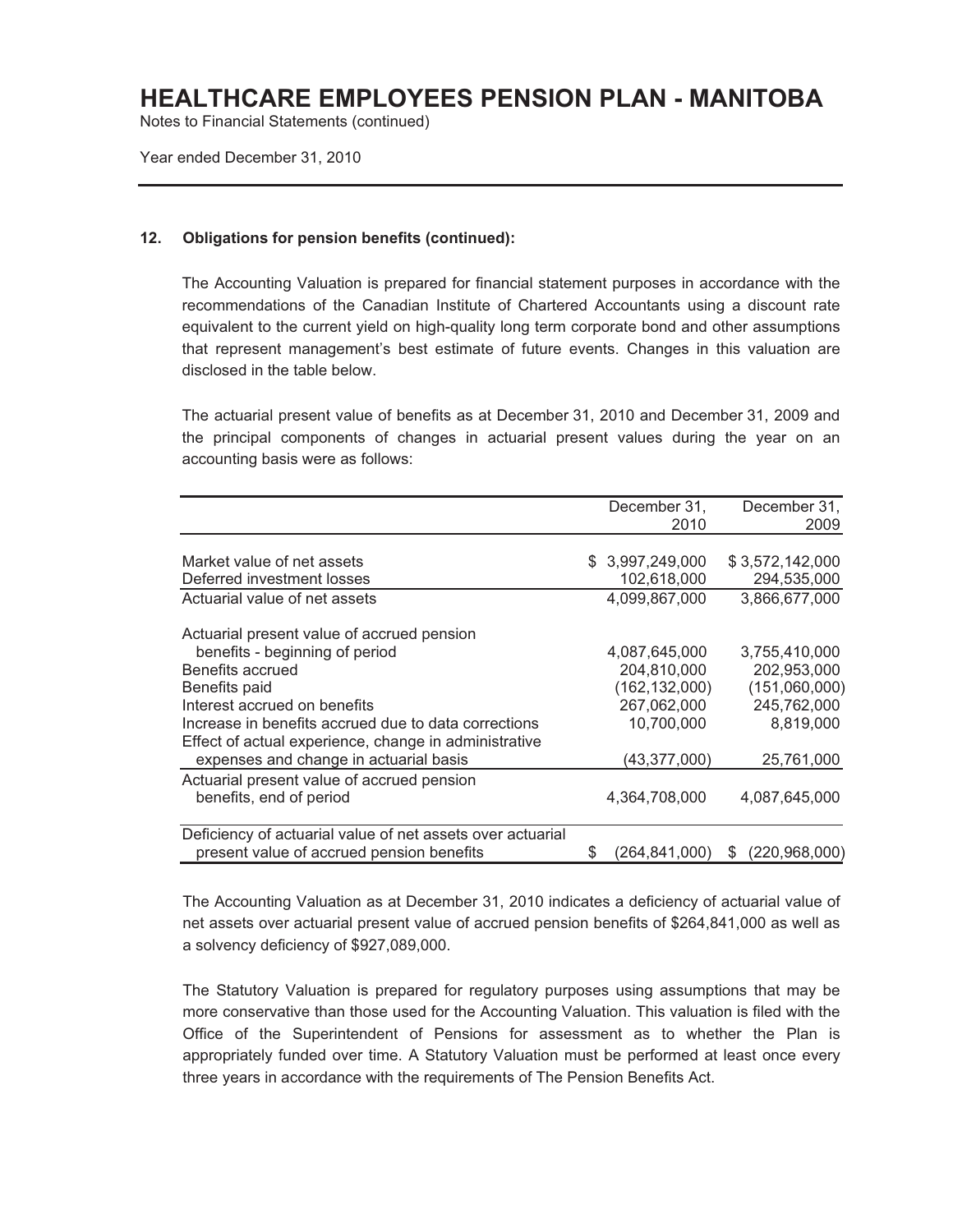# HEALTHCARE EMPLOYEES PENSION PLAN - MANITOBA

Notes to Financial Statements (continued)

Year ended December 31, 2010

**12. Obligations for pension benefits (continued):**

The Accounting Valuation is prepared for financial statement purposes in accordance with the recommendations of the Canadian Institute of Chartered Accountants using a discount rate equivalent to the current yield on high-quality long term corporate bond and other assumptions that represent management's best estimate of future events. Changes in this valuation are disclosed in the table below.

The actuarial present value of benefits as at December 31, 2010 and December 31, 2009 and the principal components of changes in actuarial present values during the year on an accounting basis were as follows:

| | December 31, 2010 | December 31, 2009 |
|---|---|---|
| Market value of net assets | $ 3,997,249,000 | $ 3,572,142,000 |
| Deferred investment losses | 102,618,000 | 294,535,000 |
| Actuarial value of net assets | 4,099,867,000 | 3,866,677,000 |
| Actuarial present value of accrued pension benefits - beginning of period | 4,087,645,000 | 3,755,410,000 |
| Benefits accrued | 204,810,000 | 202,953,000 |
| Benefits paid | (162,132,000) | (151,060,000) |
| Interest accrued on benefits | 267,062,000 | 245,762,000 |
| Increase in benefits accrued due to data corrections | 10,700,000 | 8,819,000 |
| Effect of actual experience, change in administrative expenses and change in actuarial basis | (43,377,000) | 25,761,000 |
| Actuarial present value of accrued pension benefits, end of period | 4,364,708,000 | 4,087,645,000 |
| Deficiency of actuarial value of net assets over actuarial present value of accrued pension benefits | $ (264,841,000) | $ (220,968,000) |

The Accounting Valuation as at December 31, 2010 indicates a deficiency of actuarial value of net assets over actuarial present value of accrued pension benefits of $264,841,000 as well as a solvency deficiency of $927,089,000.

The Statutory Valuation is prepared for regulatory purposes using assumptions that may be more conservative than those used for the Accounting Valuation. This valuation is filed with the Office of the Superintendent of Pensions for assessment as to whether the Plan is appropriately funded over time. A Statutory Valuation must be performed at least once every three years in accordance with the requirements of The Pension Benefits Act.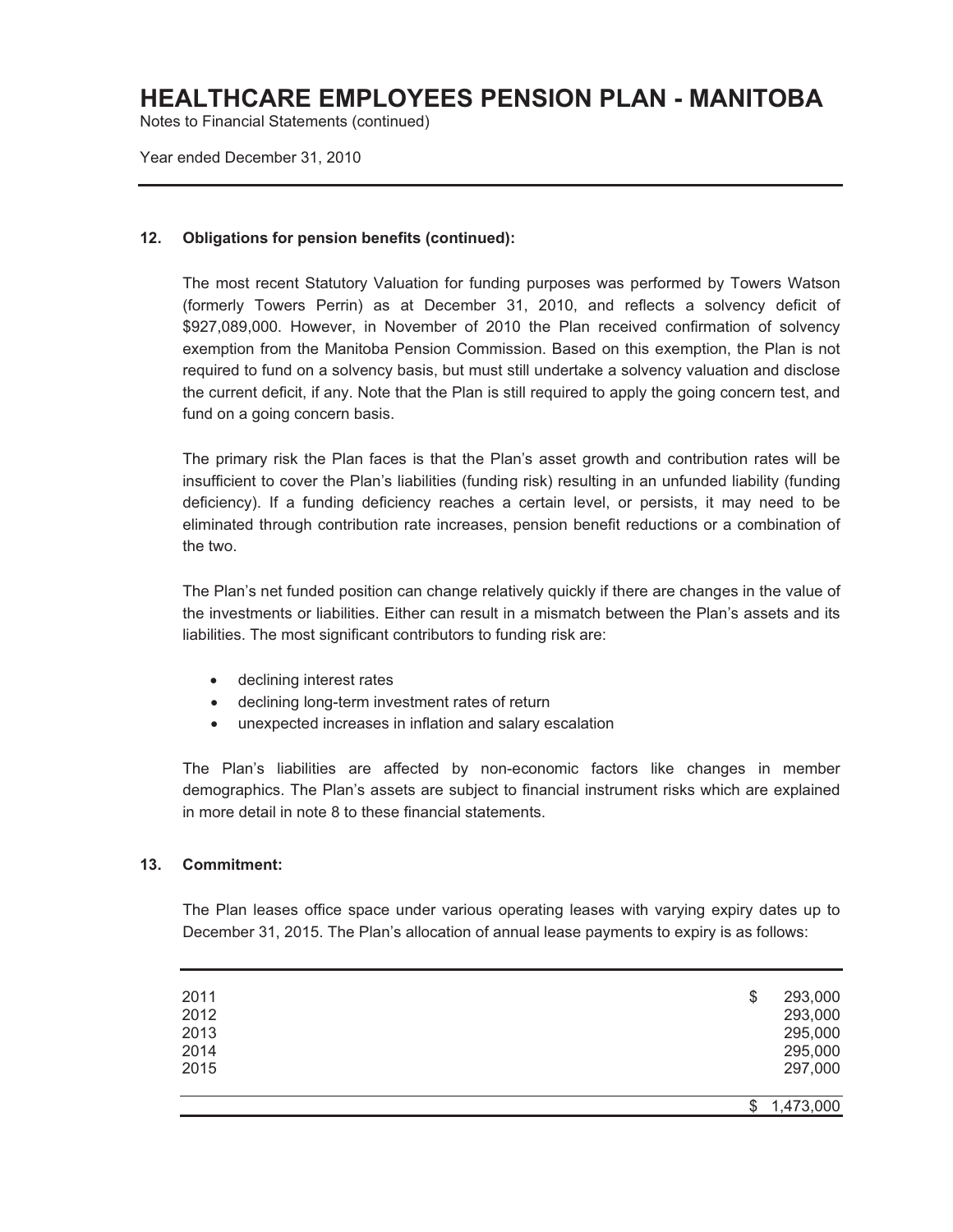# HEALTHCARE EMPLOYEES PENSION PLAN - MANITOBA

Notes to Financial Statements (continued)

Year ended December 31, 2010

## 12. Obligations for pension benefits (continued):

The most recent Statutory Valuation for funding purposes was performed by Towers Watson (formerly Towers Perrin) as at December 31, 2010, and reflects a solvency deficit of $927,089,000. However, in November of 2010 the Plan received confirmation of solvency exemption from the Manitoba Pension Commission. Based on this exemption, the Plan is not required to fund on a solvency basis, but must still undertake a solvency valuation and disclose the current deficit, if any. Note that the Plan is still required to apply the going concern test, and fund on a going concern basis.

The primary risk the Plan faces is that the Plan's asset growth and contribution rates will be insufficient to cover the Plan's liabilities (funding risk) resulting in an unfunded liability (funding deficiency). If a funding deficiency reaches a certain level, or persists, it may need to be eliminated through contribution rate increases, pension benefit reductions or a combination of the two.

The Plan's net funded position can change relatively quickly if there are changes in the value of the investments or liabilities. Either can result in a mismatch between the Plan's assets and its liabilities. The most significant contributors to funding risk are:

- declining interest rates
- declining long-term investment rates of return
- unexpected increases in inflation and salary escalation

The Plan's liabilities are affected by non-economic factors like changes in member demographics. The Plan's assets are subject to financial instrument risks which are explained in more detail in note 8 to these financial statements.

## 13. Commitment:

The Plan leases office space under various operating leases with varying expiry dates up to December 31, 2015. The Plan's allocation of annual lease payments to expiry is as follows:

| | |
|---|---|
| 2011 | $ 293,000 |
| 2012 | 293,000 |
| 2013 | 295,000 |
| 2014 | 295,000 |
| 2015 | 297,000 |
| | $ 1,473,000 |